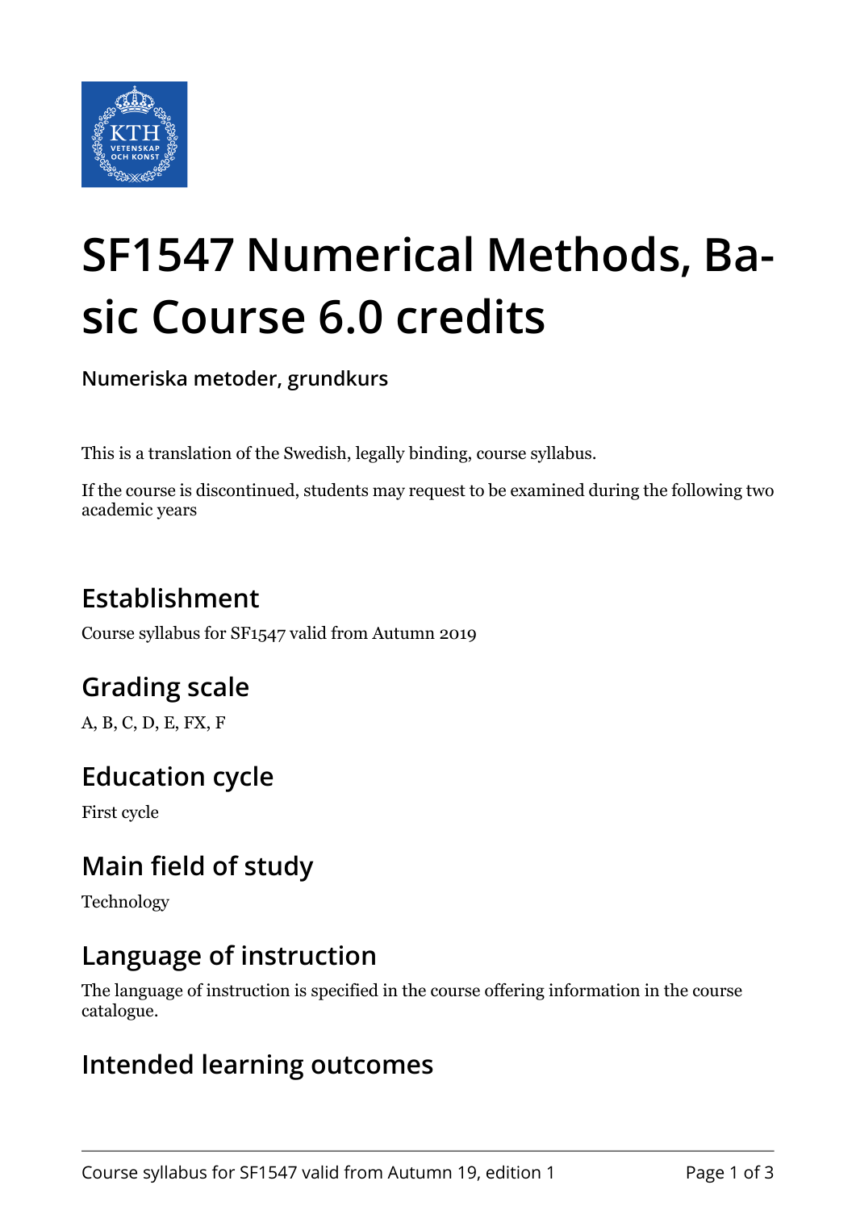# SF1547 Numerical Methods, Basic Course 6.0 credits

**Numeriska metoder, grundkurs**

This is a translation of the Swedish, legally binding, course syllabus.

If the course is discontinued, students may request to be examined during the following two academic years

## Establishment

Course syllabus for SF1547 valid from Autumn 2019

## Grading scale

A, B, C, D, E, FX, F

## Education cycle

First cycle

## Main field of study

Technology

## Language of instruction

The language of instruction is specified in the course offering information in the course catalogue.

## Intended learning outcomes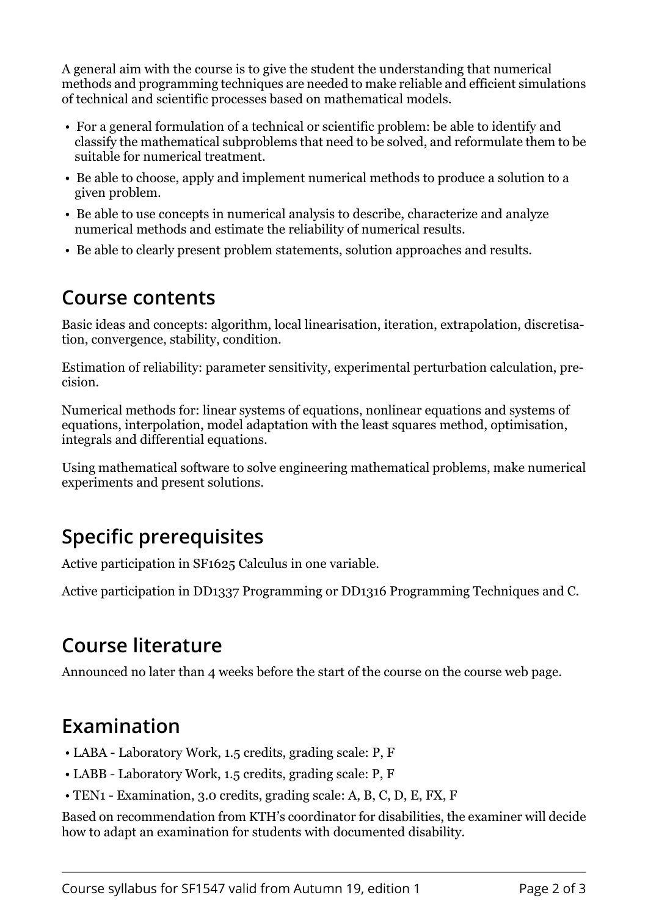A general aim with the course is to give the student the understanding that numerical methods and programming techniques are needed to make reliable and efficient simulations of technical and scientific processes based on mathematical models.

- For a general formulation of a technical or scientific problem: be able to identify and classify the mathematical subproblems that need to be solved, and reformulate them to be suitable for numerical treatment.
- Be able to choose, apply and implement numerical methods to produce a solution to a given problem.
- Be able to use concepts in numerical analysis to describe, characterize and analyze numerical methods and estimate the reliability of numerical results.
- Be able to clearly present problem statements, solution approaches and results.

## Course contents

Basic ideas and concepts: algorithm, local linearisation, iteration, extrapolation, discretisation, convergence, stability, condition.

Estimation of reliability: parameter sensitivity, experimental perturbation calculation, precision.

Numerical methods for: linear systems of equations, nonlinear equations and systems of equations, interpolation, model adaptation with the least squares method, optimisation, integrals and differential equations.

Using mathematical software to solve engineering mathematical problems, make numerical experiments and present solutions.

## Specific prerequisites

Active participation in SF1625 Calculus in one variable.

Active participation in DD1337 Programming or DD1316 Programming Techniques and C.

## Course literature

Announced no later than 4 weeks before the start of the course on the course web page.

## Examination

- LABA - Laboratory Work, 1.5 credits, grading scale: P, F
- LABB - Laboratory Work, 1.5 credits, grading scale: P, F
- TEN1 - Examination, 3.0 credits, grading scale: A, B, C, D, E, FX, F

Based on recommendation from KTH's coordinator for disabilities, the examiner will decide how to adapt an examination for students with documented disability.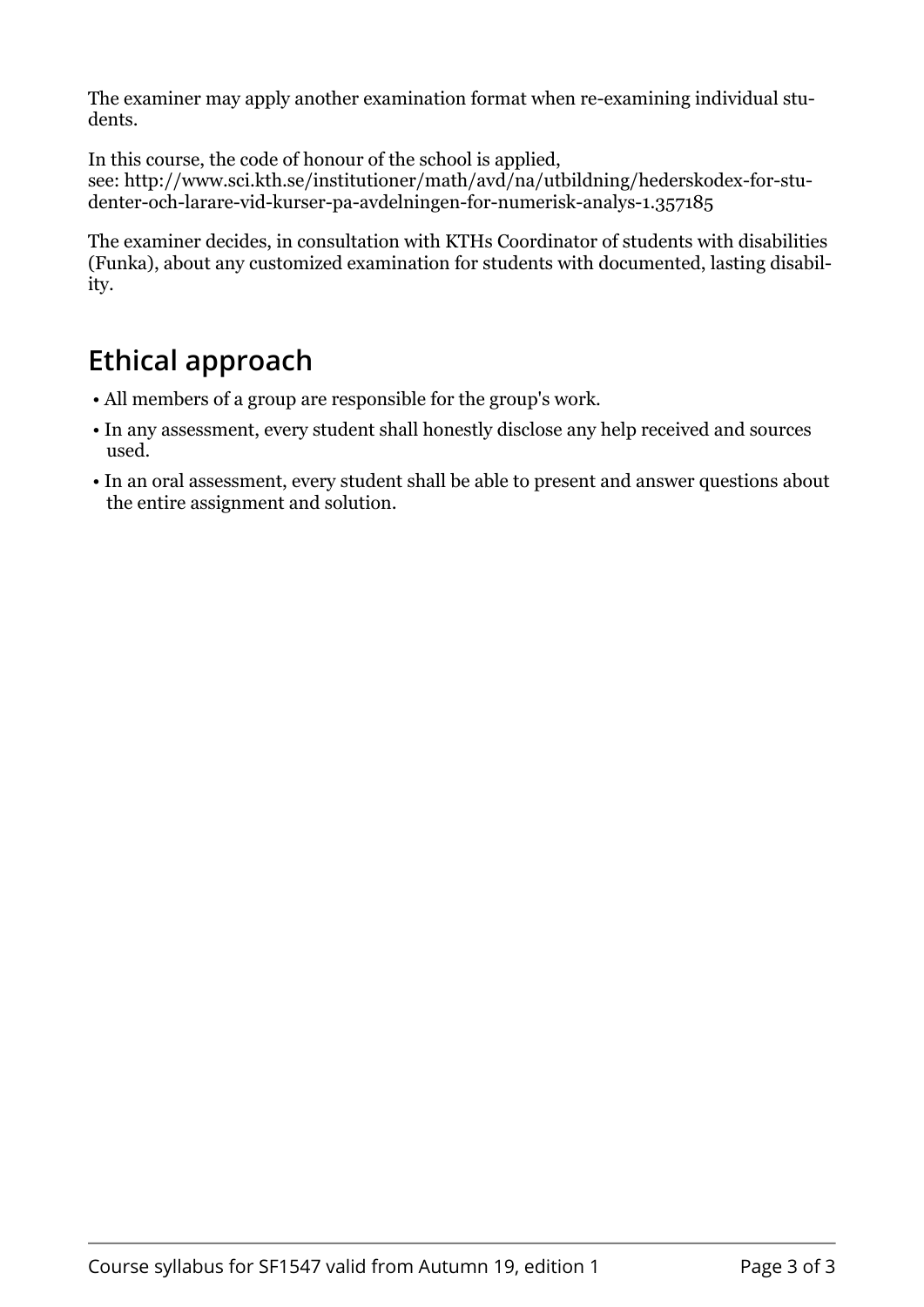The examiner may apply another examination format when re-examining individual students.

In this course, the code of honour of the school is applied,
see: http://www.sci.kth.se/institutioner/math/avd/na/utbildning/hederskodex-for-studenter-och-larare-vid-kurser-pa-avdelningen-for-numerisk-analys-1.357185

The examiner decides, in consultation with KTHs Coordinator of students with disabilities (Funka), about any customized examination for students with documented, lasting disability.

## Ethical approach

- All members of a group are responsible for the group's work.
- In any assessment, every student shall honestly disclose any help received and sources used.
- In an oral assessment, every student shall be able to present and answer questions about the entire assignment and solution.